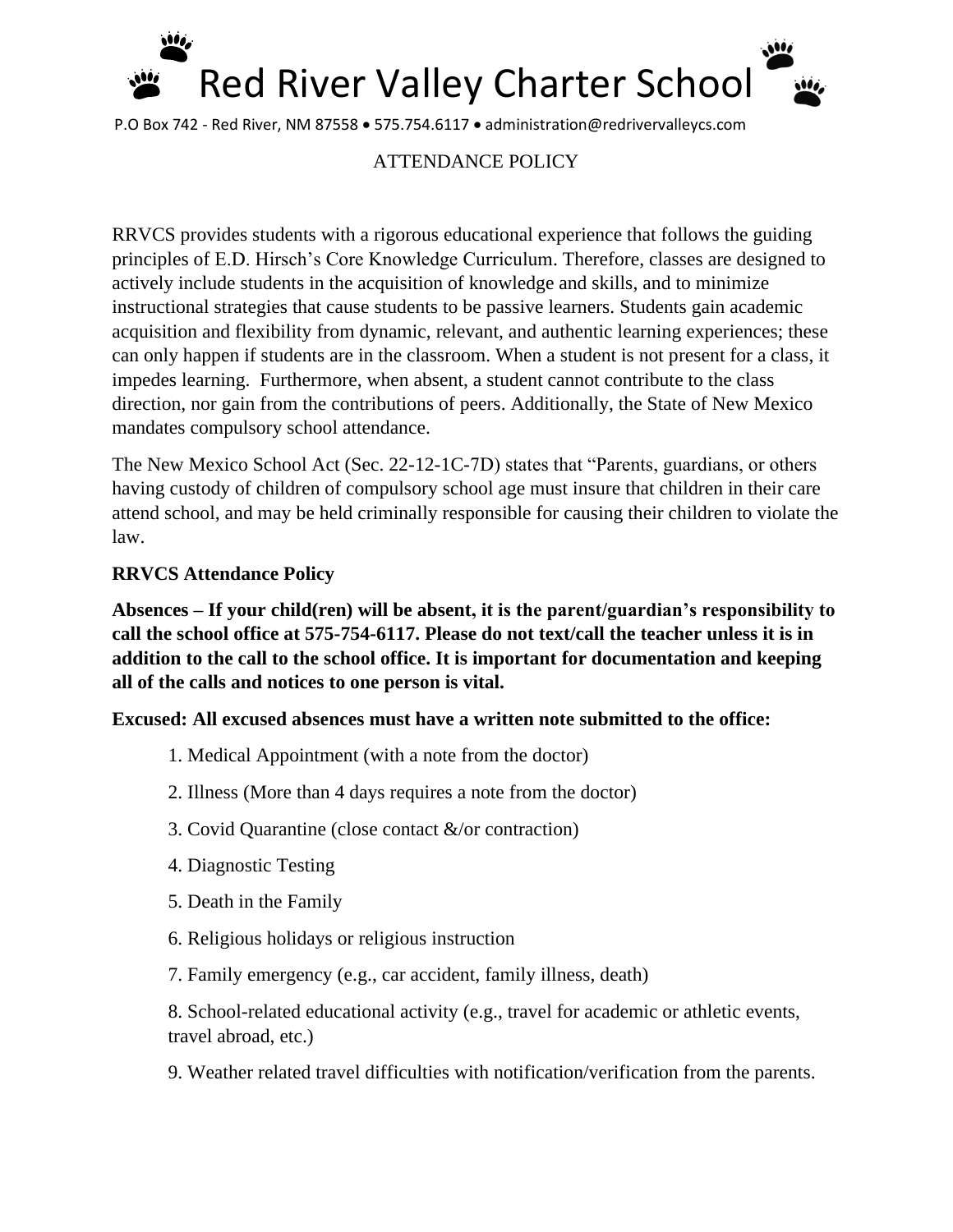# Red River Valley Charter School

P.O Box 742 - Red River, NM 87558 • 575.754.6117 • administration@redrivervalleycs.com

## ATTENDANCE POLICY

RRVCS provides students with a rigorous educational experience that follows the guiding principles of E.D. Hirsch's Core Knowledge Curriculum. Therefore, classes are designed to actively include students in the acquisition of knowledge and skills, and to minimize instructional strategies that cause students to be passive learners. Students gain academic acquisition and flexibility from dynamic, relevant, and authentic learning experiences; these can only happen if students are in the classroom. When a student is not present for a class, it impedes learning. Furthermore, when absent, a student cannot contribute to the class direction, nor gain from the contributions of peers. Additionally, the State of New Mexico mandates compulsory school attendance.

The New Mexico School Act (Sec. 22-12-1C-7D) states that "Parents, guardians, or others having custody of children of compulsory school age must insure that children in their care attend school, and may be held criminally responsible for causing their children to violate the law.

**RRVCS Attendance Policy**

**Absences – If your child(ren) will be absent, it is the parent/guardian's responsibility to call the school office at 575-754-6117. Please do not text/call the teacher unless it is in addition to the call to the school office. It is important for documentation and keeping all of the calls and notices to one person is vital.**

**Excused: All excused absences must have a written note submitted to the office:**

1. Medical Appointment (with a note from the doctor)
2. Illness (More than 4 days requires a note from the doctor)
3. Covid Quarantine (close contact &/or contraction)
4. Diagnostic Testing
5. Death in the Family
6. Religious holidays or religious instruction
7. Family emergency (e.g., car accident, family illness, death)
8. School-related educational activity (e.g., travel for academic or athletic events, travel abroad, etc.)
9. Weather related travel difficulties with notification/verification from the parents.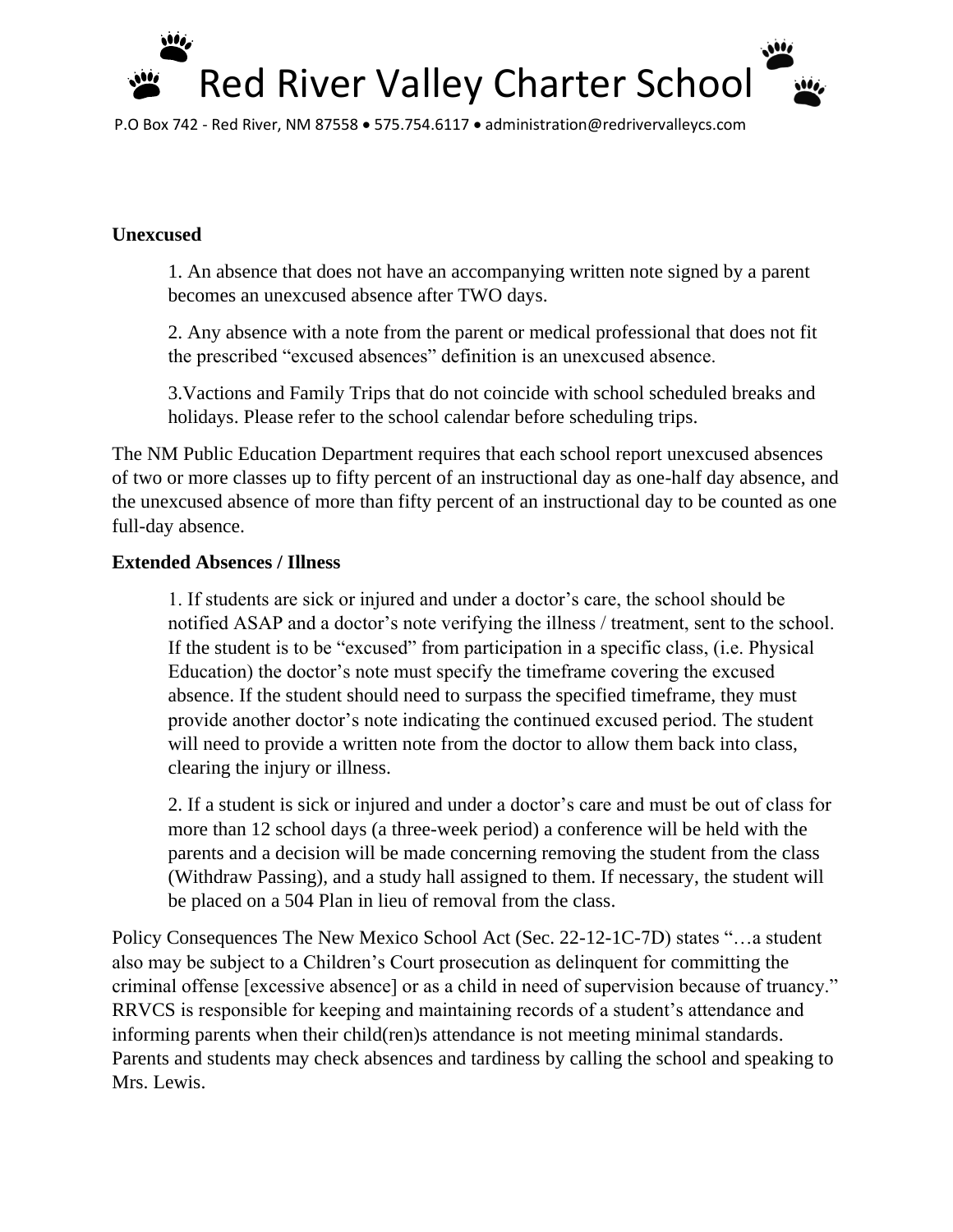**Unexcused**

1. An absence that does not have an accompanying written note signed by a parent becomes an unexcused absence after TWO days.

2. Any absence with a note from the parent or medical professional that does not fit the prescribed "excused absences" definition is an unexcused absence.

3.Vactions and Family Trips that do not coincide with school scheduled breaks and holidays. Please refer to the school calendar before scheduling trips.

The NM Public Education Department requires that each school report unexcused absences of two or more classes up to fifty percent of an instructional day as one-half day absence, and the unexcused absence of more than fifty percent of an instructional day to be counted as one full-day absence.

**Extended Absences / Illness**

1. If students are sick or injured and under a doctor's care, the school should be notified ASAP and a doctor's note verifying the illness / treatment, sent to the school. If the student is to be "excused" from participation in a specific class, (i.e. Physical Education) the doctor's note must specify the timeframe covering the excused absence. If the student should need to surpass the specified timeframe, they must provide another doctor's note indicating the continued excused period. The student will need to provide a written note from the doctor to allow them back into class, clearing the injury or illness.

2. If a student is sick or injured and under a doctor's care and must be out of class for more than 12 school days (a three-week period) a conference will be held with the parents and a decision will be made concerning removing the student from the class (Withdraw Passing), and a study hall assigned to them. If necessary, the student will be placed on a 504 Plan in lieu of removal from the class.

Policy Consequences The New Mexico School Act (Sec. 22-12-1C-7D) states "…a student also may be subject to a Children's Court prosecution as delinquent for committing the criminal offense [excessive absence] or as a child in need of supervision because of truancy." RRVCS is responsible for keeping and maintaining records of a student's attendance and informing parents when their child(ren)s attendance is not meeting minimal standards. Parents and students may check absences and tardiness by calling the school and speaking to Mrs. Lewis.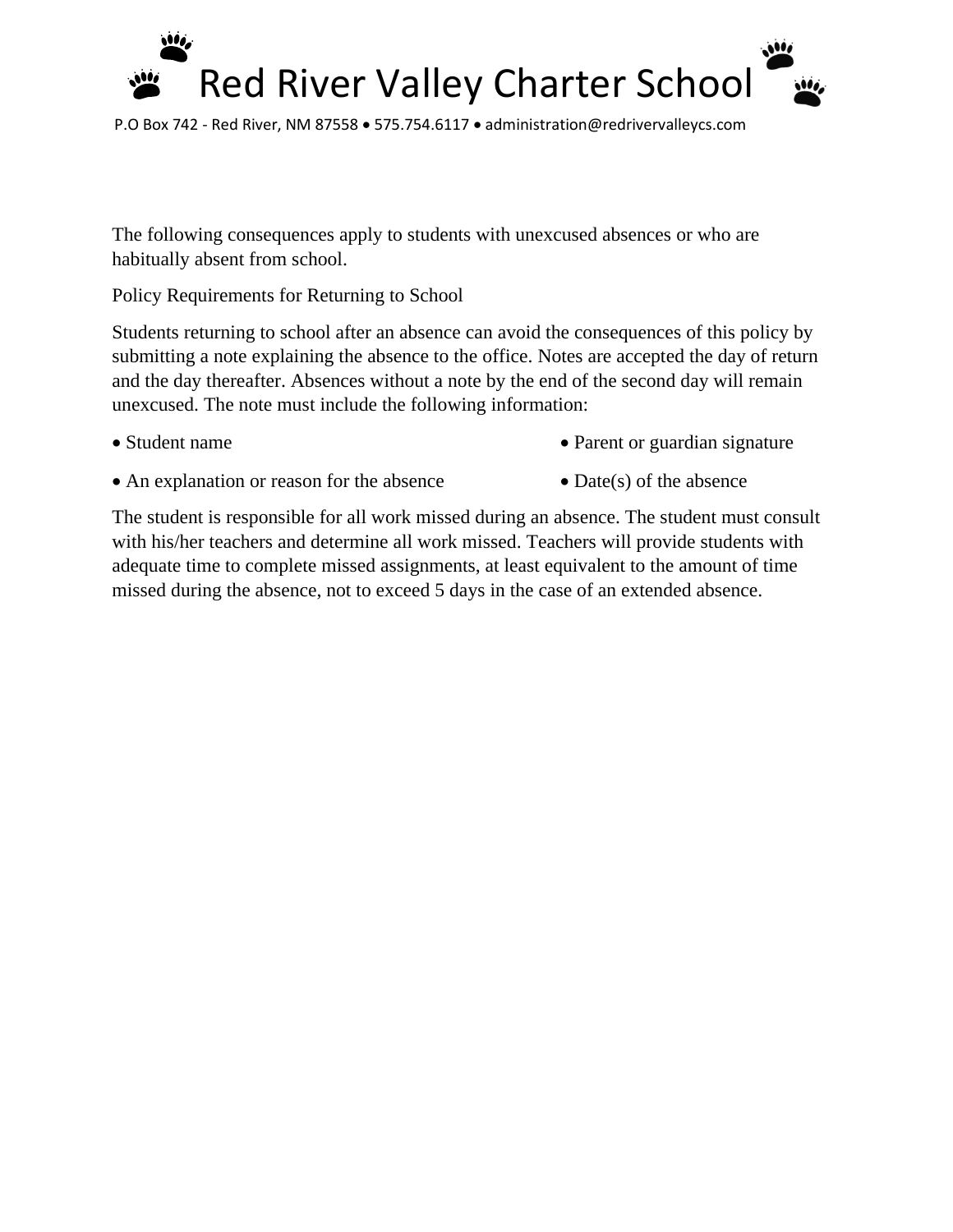# Red River Valley Charter School

P.O Box 742 - Red River, NM 87558 • 575.754.6117 • administration@redrivervalleycs.com

The following consequences apply to students with unexcused absences or who are habitually absent from school.

Policy Requirements for Returning to School

Students returning to school after an absence can avoid the consequences of this policy by submitting a note explaining the absence to the office. Notes are accepted the day of return and the day thereafter. Absences without a note by the end of the second day will remain unexcused. The note must include the following information:

- Student name
- Parent or guardian signature
- An explanation or reason for the absence
- Date(s) of the absence

The student is responsible for all work missed during an absence. The student must consult with his/her teachers and determine all work missed. Teachers will provide students with adequate time to complete missed assignments, at least equivalent to the amount of time missed during the absence, not to exceed 5 days in the case of an extended absence.